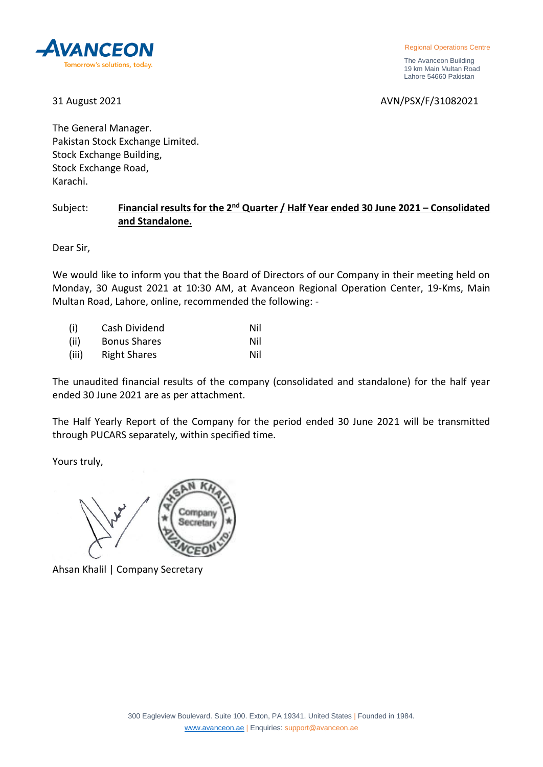**AVANCEON**
Tomorrow's solutions, today.

Regional Operations Centre

The Avanceon Building
19 km Main Multan Road
Lahore 54660 Pakistan

31 August 2021

AVN/PSX/F/31082021

The General Manager.
Pakistan Stock Exchange Limited.
Stock Exchange Building,
Stock Exchange Road,
Karachi.

Subject: **Financial results for the 2nd Quarter / Half Year ended 30 June 2021 – Consolidated and Standalone.**

Dear Sir,

We would like to inform you that the Board of Directors of our Company in their meeting held on Monday, 30 August 2021 at 10:30 AM, at Avanceon Regional Operation Center, 19-Kms, Main Multan Road, Lahore, online, recommended the following: -

| | | |
|---|---|---|
| (i) | Cash Dividend | Nil |
| (ii) | Bonus Shares | Nil |
| (iii) | Right Shares | Nil |

The unaudited financial results of the company (consolidated and standalone) for the half year ended 30 June 2021 are as per attachment.

The Half Yearly Report of the Company for the period ended 30 June 2021 will be transmitted through PUCARS separately, within specified time.

Yours truly,

Ahsan Khalil | Company Secretary

300 Eagleview Boulevard. Suite 100. Exton, PA 19341. United States | Founded in 1984.
www.avanceon.ae | Enquiries: support@avanceon.ae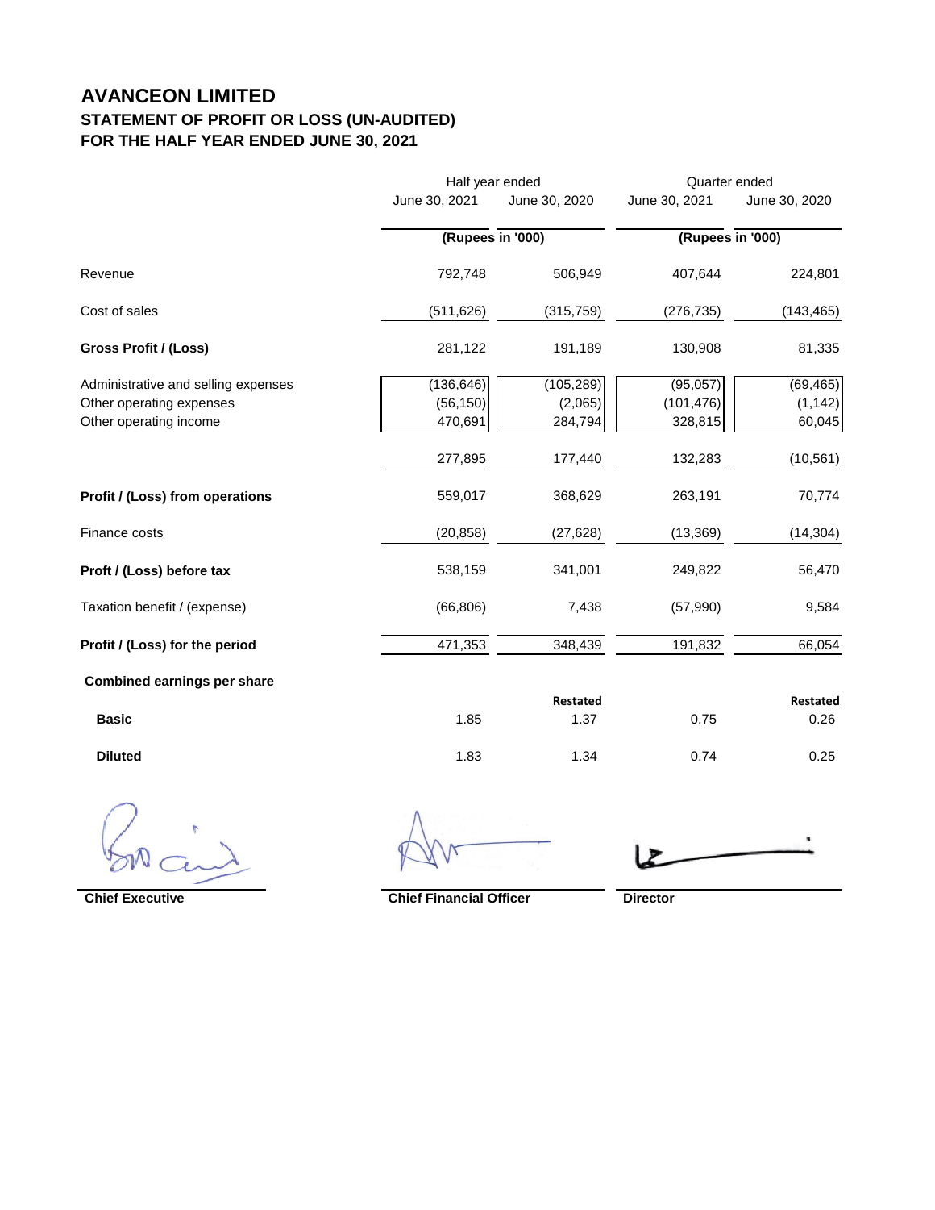# AVANCEON LIMITED
## STATEMENT OF PROFIT OR LOSS (UN-AUDITED)
## FOR THE HALF YEAR ENDED JUNE 30, 2021

| | Half year ended | | Quarter ended | |
|---|---|---|---|---|
| | June 30, 2021 | June 30, 2020 | June 30, 2021 | June 30, 2020 |
| | (Rupees in '000) | | (Rupees in '000) | |
| Revenue | 792,748 | 506,949 | 407,644 | 224,801 |
| Cost of sales | (511,626) | (315,759) | (276,735) | (143,465) |
| **Gross Profit / (Loss)** | 281,122 | 191,189 | 130,908 | 81,335 |
| Administrative and selling expenses | (136,646) | (105,289) | (95,057) | (69,465) |
| Other operating expenses | (56,150) | (2,065) | (101,476) | (1,142) |
| Other operating income | 470,691 | 284,794 | 328,815 | 60,045 |
| | 277,895 | 177,440 | 132,283 | (10,561) |
| **Profit / (Loss) from operations** | 559,017 | 368,629 | 263,191 | 70,774 |
| Finance costs | (20,858) | (27,628) | (13,369) | (14,304) |
| **Proft / (Loss) before tax** | 538,159 | 341,001 | 249,822 | 56,470 |
| Taxation benefit / (expense) | (66,806) | 7,438 | (57,990) | 9,584 |
| **Profit / (Loss) for the period** | 471,353 | 348,439 | 191,832 | 66,054 |
| **Combined earnings per share** | | | | |
| | | Restated | | Restated |
| **Basic** | 1.85 | 1.37 | 0.75 | 0.26 |
| **Diluted** | 1.83 | 1.34 | 0.74 | 0.25 |

**Chief Executive** **Chief Financial Officer** **Director**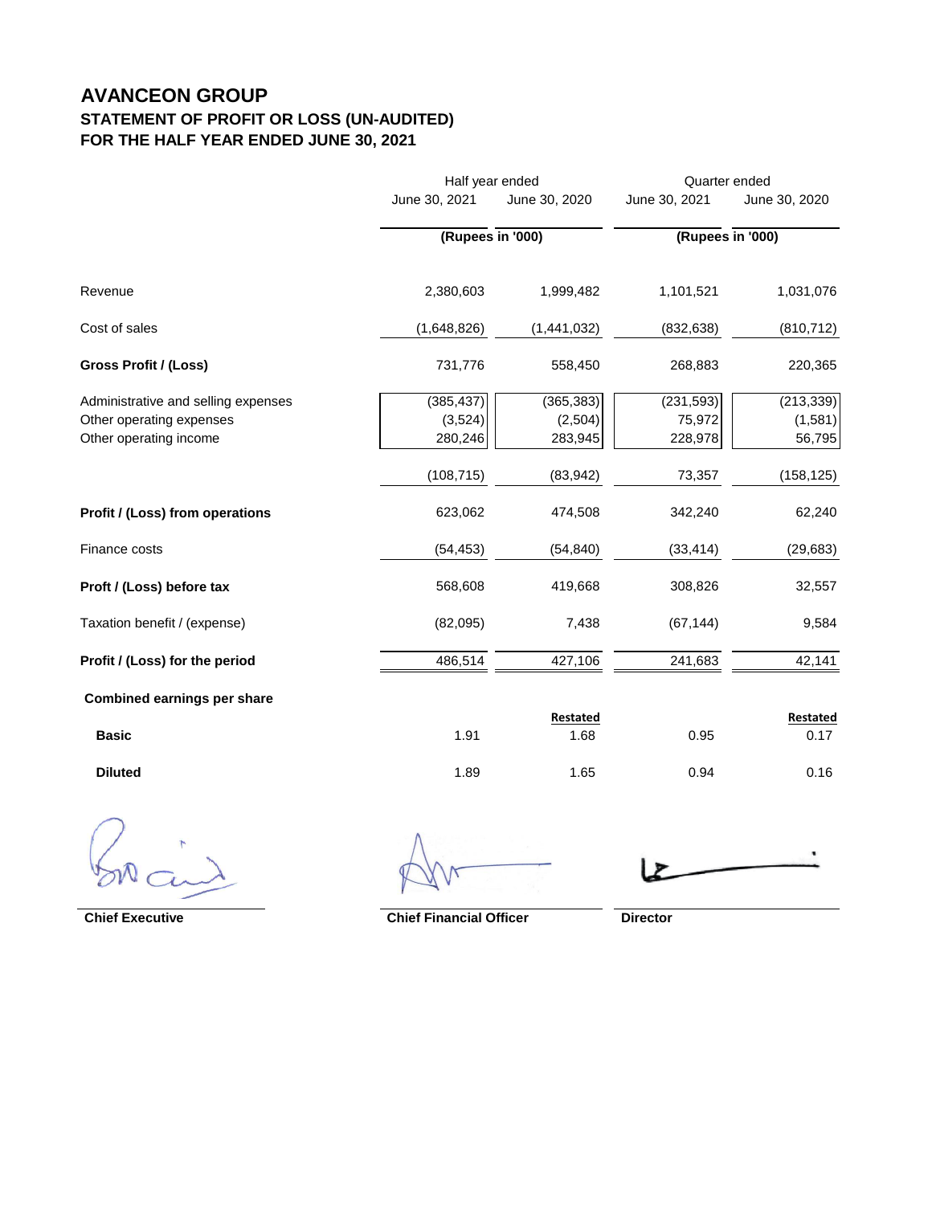# AVANCEON GROUP

## STATEMENT OF PROFIT OR LOSS (UN-AUDITED)

## FOR THE HALF YEAR ENDED JUNE 30, 2021

| | Half year ended | | Quarter ended | |
|---|---|---|---|---|
| | June 30, 2021 | June 30, 2020 | June 30, 2021 | June 30, 2020 |
| | (Rupees in '000) | | (Rupees in '000) | |
| Revenue | 2,380,603 | 1,999,482 | 1,101,521 | 1,031,076 |
| Cost of sales | (1,648,826) | (1,441,032) | (832,638) | (810,712) |
| **Gross Profit / (Loss)** | 731,776 | 558,450 | 268,883 | 220,365 |
| Administrative and selling expenses | (385,437) | (365,383) | (231,593) | (213,339) |
| Other operating expenses | (3,524) | (2,504) | 75,972 | (1,581) |
| Other operating income | 280,246 | 283,945 | 228,978 | 56,795 |
| | (108,715) | (83,942) | 73,357 | (158,125) |
| **Profit / (Loss) from operations** | 623,062 | 474,508 | 342,240 | 62,240 |
| Finance costs | (54,453) | (54,840) | (33,414) | (29,683) |
| **Proft / (Loss) before tax** | 568,608 | 419,668 | 308,826 | 32,557 |
| Taxation benefit / (expense) | (82,095) | 7,438 | (67,144) | 9,584 |
| **Profit / (Loss) for the period** | 486,514 | 427,106 | 241,683 | 42,141 |
| **Combined earnings per share** | | | | |
| | | **Restated** | | **Restated** |
| **Basic** | 1.91 | 1.68 | 0.95 | 0.17 |
| **Diluted** | 1.89 | 1.65 | 0.94 | 0.16 |

**Chief Executive**

**Chief Financial Officer**

**Director**